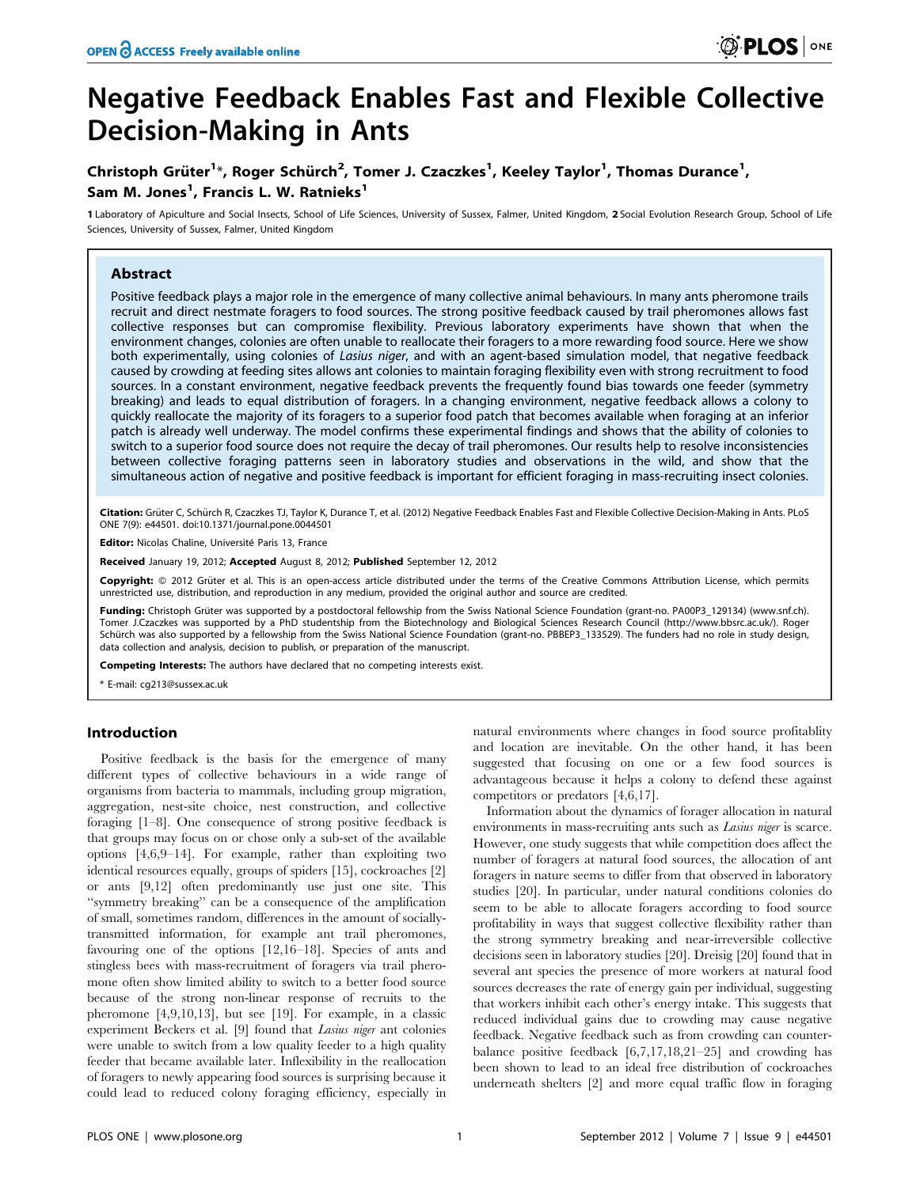# Negative Feedback Enables Fast and Flexible Collective Decision-Making in Ants

**Christoph Grüter[1]*, Roger Schürch[2], Tomer J. Czaczkes[1], Keeley Taylor[1], Thomas Durance[1], Sam M. Jones[1], Francis L. W. Ratnieks[1]**

1 Laboratory of Apiculture and Social Insects, School of Life Sciences, University of Sussex, Falmer, United Kingdom, 2 Social Evolution Research Group, School of Life Sciences, University of Sussex, Falmer, United Kingdom

## Abstract

Positive feedback plays a major role in the emergence of many collective animal behaviours. In many ants pheromone trails recruit and direct nestmate foragers to food sources. The strong positive feedback caused by trail pheromones allows fast collective responses but can compromise flexibility. Previous laboratory experiments have shown that when the environment changes, colonies are often unable to reallocate their foragers to a more rewarding food source. Here we show both experimentally, using colonies of *Lasius niger*, and with an agent-based simulation model, that negative feedback caused by crowding at feeding sites allows ant colonies to maintain foraging flexibility even with strong recruitment to food sources. In a constant environment, negative feedback prevents the frequently found bias towards one feeder (symmetry breaking) and leads to equal distribution of foragers. In a changing environment, negative feedback allows a colony to quickly reallocate the majority of its foragers to a superior food patch that becomes available when foraging at an inferior patch is already well underway. The model confirms these experimental findings and shows that the ability of colonies to switch to a superior food source does not require the decay of trail pheromones. Our results help to resolve inconsistencies between collective foraging patterns seen in laboratory studies and observations in the wild, and show that the simultaneous action of negative and positive feedback is important for efficient foraging in mass-recruiting insect colonies.

**Citation:** Grüter C, Schürch R, Czaczkes TJ, Taylor K, Durance T, et al. (2012) Negative Feedback Enables Fast and Flexible Collective Decision-Making in Ants. PLoS ONE 7(9): e44501. doi:10.1371/journal.pone.0044501

**Editor:** Nicolas Chaline, Université Paris 13, France

**Received** January 19, 2012; **Accepted** August 8, 2012; **Published** September 12, 2012

**Copyright:** © 2012 Grüter et al. This is an open-access article distributed under the terms of the Creative Commons Attribution License, which permits unrestricted use, distribution, and reproduction in any medium, provided the original author and source are credited.

**Funding:** Christoph Grüter was supported by a postdoctoral fellowship from the Swiss National Science Foundation (grant-no. PA00P3_129134) (www.snf.ch). Tomer J.Czaczkes was supported by a PhD studentship from the Biotechnology and Biological Sciences Research Council (http://www.bbsrc.ac.uk/). Roger Schürch was also supported by a fellowship from the Swiss National Science Foundation (grant-no. PBBEP3_133529). The funders had no role in study design, data collection and analysis, decision to publish, or preparation of the manuscript.

**Competing Interests:** The authors have declared that no competing interests exist.

\* E-mail: cg213@sussex.ac.uk

## Introduction

Positive feedback is the basis for the emergence of many different types of collective behaviours in a wide range of organisms from bacteria to mammals, including group migration, aggregation, nest-site choice, nest construction, and collective foraging [1–8]. One consequence of strong positive feedback is that groups may focus on or chose only a sub-set of the available options [4,6,9–14]. For example, rather than exploiting two identical resources equally, groups of spiders [15], cockroaches [2] or ants [9,12] often predominantly use just one site. This "symmetry breaking" can be a consequence of the amplification of small, sometimes random, differences in the amount of socially-transmitted information, for example ant trail pheromones, favouring one of the options [12,16–18]. Species of ants and stingless bees with mass-recruitment of foragers via trail pheromone often show limited ability to switch to a better food source because of the strong non-linear response of recruits to the pheromone [4,9,10,13], but see [19]. For example, in a classic experiment Beckers et al. [9] found that *Lasius niger* ant colonies were unable to switch from a low quality feeder to a high quality feeder that became available later. Inflexibility in the reallocation of foragers to newly appearing food sources is surprising because it could lead to reduced colony foraging efficiency, especially in natural environments where changes in food source profitablity and location are inevitable. On the other hand, it has been suggested that focusing on one or a few food sources is advantageous because it helps a colony to defend these against competitors or predators [4,6,17].

Information about the dynamics of forager allocation in natural environments in mass-recruiting ants such as *Lasius niger* is scarce. However, one study suggests that while competition does affect the number of foragers at natural food sources, the allocation of ant foragers in nature seems to differ from that observed in laboratory studies [20]. In particular, under natural conditions colonies do seem to be able to allocate foragers according to food source profitability in ways that suggest collective flexibility rather than the strong symmetry breaking and near-irreversible collective decisions seen in laboratory studies [20]. Dreisig [20] found that in several ant species the presence of more workers at natural food sources decreases the rate of energy gain per individual, suggesting that workers inhibit each other's energy intake. This suggests that reduced individual gains due to crowding may cause negative feedback. Negative feedback such as from crowding can counterbalance positive feedback [6,7,17,18,21–25] and crowding has been shown to lead to an ideal free distribution of cockroaches underneath shelters [2] and more equal traffic flow in foraging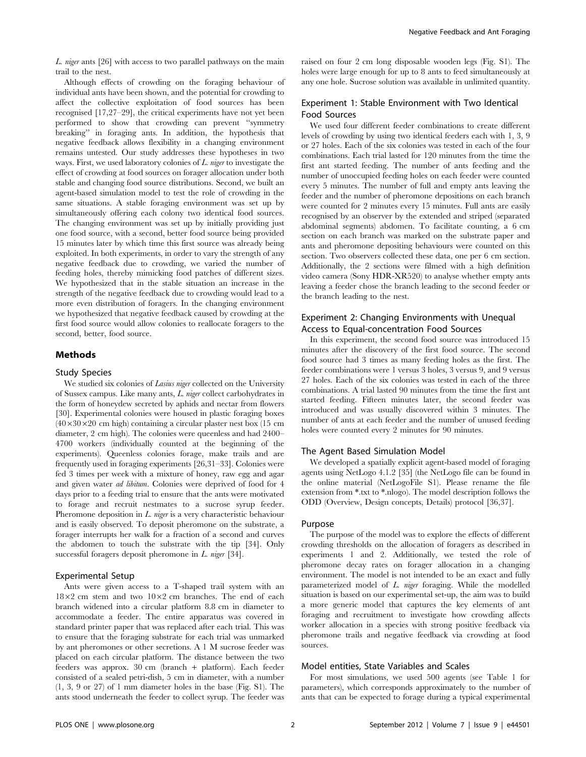*L. niger* ants [26] with access to two parallel pathways on the main trail to the nest.

Although effects of crowding on the foraging behaviour of individual ants have been shown, and the potential for crowding to affect the collective exploitation of food sources has been recognised [17,27–29], the critical experiments have not yet been performed to show that crowding can prevent "symmetry breaking" in foraging ants. In addition, the hypothesis that negative feedback allows flexibility in a changing environment remains untested. Our study addresses these hypotheses in two ways. First, we used laboratory colonies of *L. niger* to investigate the effect of crowding at food sources on forager allocation under both stable and changing food source distributions. Second, we built an agent-based simulation model to test the role of crowding in the same situations. A stable foraging environment was set up by simultaneously offering each colony two identical food sources. The changing environment was set up by initially providing just one food source, with a second, better food source being provided 15 minutes later by which time this first source was already being exploited. In both experiments, in order to vary the strength of any negative feedback due to crowding, we varied the number of feeding holes, thereby mimicking food patches of different sizes. We hypothesized that in the stable situation an increase in the strength of the negative feedback due to crowding would lead to a more even distribution of foragers. In the changing environment we hypothesized that negative feedback caused by crowding at the first food source would allow colonies to reallocate foragers to the second, better, food source.

## Methods

### Study Species

We studied six colonies of *Lasius niger* collected on the University of Sussex campus. Like many ants, *L. niger* collect carbohydrates in the form of honeydew secreted by aphids and nectar from flowers [30]. Experimental colonies were housed in plastic foraging boxes ($40 \times 30 \times 20$ cm high) containing a circular plaster nest box (15 cm diameter, 2 cm high). The colonies were queenless and had 2400–4700 workers (individually counted at the beginning of the experiments). Queenless colonies forage, make trails and are frequently used in foraging experiments [26,31–33]. Colonies were fed 3 times per week with a mixture of honey, raw egg and agar and given water *ad libitum*. Colonies were deprived of food for 4 days prior to a feeding trial to ensure that the ants were motivated to forage and recruit nestmates to a sucrose syrup feeder. Pheromone deposition in *L. niger* is a very characteristic behaviour and is easily observed. To deposit pheromone on the substrate, a forager interrupts her walk for a fraction of a second and curves the abdomen to touch the substrate with the tip [34]. Only successful foragers deposit pheromone in *L. niger* [34].

### Experimental Setup

Ants were given access to a T-shaped trail system with an $18 \times 2$ cm stem and two $10 \times 2$ cm branches. The end of each branch widened into a circular platform 8.8 cm in diameter to accommodate a feeder. The entire apparatus was covered in standard printer paper that was replaced after each trial. This was to ensure that the foraging substrate for each trial was unmarked by ant pheromones or other secretions. A 1 M sucrose feeder was placed on each circular platform. The distance between the two feeders was approx. 30 cm (branch + platform). Each feeder consisted of a sealed petri-dish, 5 cm in diameter, with a number (1, 3, 9 or 27) of 1 mm diameter holes in the base (Fig. S1). The ants stood underneath the feeder to collect syrup. The feeder was raised on four 2 cm long disposable wooden legs (Fig. S1). The holes were large enough for up to 8 ants to feed simultaneously at any one hole. Sucrose solution was available in unlimited quantity.

### Experiment 1: Stable Environment with Two Identical Food Sources

We used four different feeder combinations to create different levels of crowding by using two identical feeders each with 1, 3, 9 or 27 holes. Each of the six colonies was tested in each of the four combinations. Each trial lasted for 120 minutes from the time the first ant started feeding. The number of ants feeding and the number of unoccupied feeding holes on each feeder were counted every 5 minutes. The number of full and empty ants leaving the feeder and the number of pheromone depositions on each branch were counted for 2 minutes every 15 minutes. Full ants are easily recognised by an observer by the extended and striped (separated abdominal segments) abdomen. To facilitate counting, a 6 cm section on each branch was marked on the substrate paper and ants and pheromone depositing behaviours were counted on this section. Two observers collected these data, one per 6 cm section. Additionally, the 2 sections were filmed with a high definition video camera (Sony HDR-XR520) to analyse whether empty ants leaving a feeder chose the branch leading to the second feeder or the branch leading to the nest.

### Experiment 2: Changing Environments with Unequal Access to Equal-concentration Food Sources

In this experiment, the second food source was introduced 15 minutes after the discovery of the first food source. The second food source had 3 times as many feeding holes as the first. The feeder combinations were 1 versus 3 holes, 3 versus 9, and 9 versus 27 holes. Each of the six colonies was tested in each of the three combinations. A trial lasted 90 minutes from the time the first ant started feeding. Fifteen minutes later, the second feeder was introduced and was usually discovered within 3 minutes. The number of ants at each feeder and the number of unused feeding holes were counted every 2 minutes for 90 minutes.

### The Agent Based Simulation Model

We developed a spatially explicit agent-based model of foraging agents using NetLogo 4.1.2 [35] (the NetLogo file can be found in the online material (NetLogoFile S1). Please rename the file extension from *.txt to *.nlogo). The model description follows the ODD (Overview, Design concepts, Details) protocol [36,37].

### Purpose

The purpose of the model was to explore the effects of different crowding thresholds on the allocation of foragers as described in experiments 1 and 2. Additionally, we tested the role of pheromone decay rates on forager allocation in a changing environment. The model is not intended to be an exact and fully parameterized model of *L. niger* foraging. While the modelled situation is based on our experimental set-up, the aim was to build a more generic model that captures the key elements of ant foraging and recruitment to investigate how crowding affects worker allocation in a species with strong positive feedback via pheromone trails and negative feedback via crowding at food sources.

### Model entities, State Variables and Scales

For most simulations, we used 500 agents (see Table 1 for parameters), which corresponds approximately to the number of ants that can be expected to forage during a typical experimental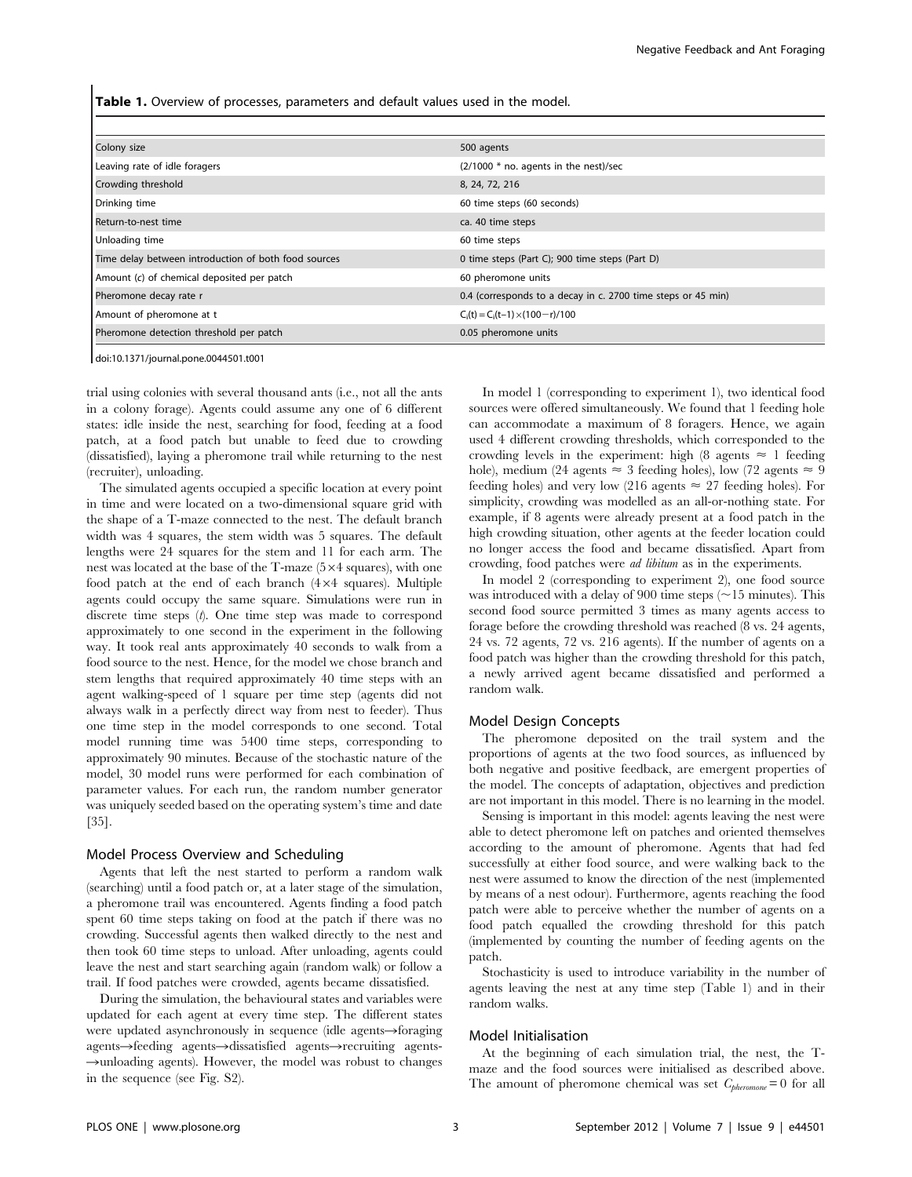**Table 1.** Overview of processes, parameters and default values used in the model.

| | |
|---|---|
| Colony size | 500 agents |
| Leaving rate of idle foragers | (2/1000 * no. agents in the nest)/sec |
| Crowding threshold | 8, 24, 72, 216 |
| Drinking time | 60 time steps (60 seconds) |
| Return-to-nest time | ca. 40 time steps |
| Unloading time | 60 time steps |
| Time delay between introduction of both food sources | 0 time steps (Part C); 900 time steps (Part D) |
| Amount (c) of chemical deposited per patch | 60 pheromone units |
| Pheromone decay rate r | 0.4 (corresponds to a decay in c. 2700 time steps or 45 min) |
| Amount of pheromone at t | $C_i(t) = C_i(t-1) \times (100-r)/100$ |
| Pheromone detection threshold per patch | 0.05 pheromone units |

doi:10.1371/journal.pone.0044501.t001

trial using colonies with several thousand ants (i.e., not all the ants in a colony forage). Agents could assume any one of 6 different states: idle inside the nest, searching for food, feeding at a food patch, at a food patch but unable to feed due to crowding (dissatisfied), laying a pheromone trail while returning to the nest (recruiter), unloading.

The simulated agents occupied a specific location at every point in time and were located on a two-dimensional square grid with the shape of a T-maze connected to the nest. The default branch width was 4 squares, the stem width was 5 squares. The default lengths were 24 squares for the stem and 11 for each arm. The nest was located at the base of the T-maze (5×4 squares), with one food patch at the end of each branch (4×4 squares). Multiple agents could occupy the same square. Simulations were run in discrete time steps (*t*). One time step was made to correspond approximately to one second in the experiment in the following way. It took real ants approximately 40 seconds to walk from a food source to the nest. Hence, for the model we chose branch and stem lengths that required approximately 40 time steps with an agent walking-speed of 1 square per time step (agents did not always walk in a perfectly direct way from nest to feeder). Thus one time step in the model corresponds to one second. Total model running time was 5400 time steps, corresponding to approximately 90 minutes. Because of the stochastic nature of the model, 30 model runs were performed for each combination of parameter values. For each run, the random number generator was uniquely seeded based on the operating system's time and date [35].

## Model Process Overview and Scheduling

Agents that left the nest started to perform a random walk (searching) until a food patch or, at a later stage of the simulation, a pheromone trail was encountered. Agents finding a food patch spent 60 time steps taking on food at the patch if there was no crowding. Successful agents then walked directly to the nest and then took 60 time steps to unload. After unloading, agents could leave the nest and start searching again (random walk) or follow a trail. If food patches were crowded, agents became dissatisfied.

During the simulation, the behavioural states and variables were updated for each agent at every time step. The different states were updated asynchronously in sequence (idle agents→foraging agents→feeding agents→dissatisfied agents→recruiting agents→unloading agents). However, the model was robust to changes in the sequence (see Fig. S2).

In model 1 (corresponding to experiment 1), two identical food sources were offered simultaneously. We found that 1 feeding hole can accommodate a maximum of 8 foragers. Hence, we again used 4 different crowding thresholds, which corresponded to the crowding levels in the experiment: high (8 agents ≈ 1 feeding hole), medium (24 agents ≈ 3 feeding holes), low (72 agents ≈ 9 feeding holes) and very low (216 agents ≈ 27 feeding holes). For simplicity, crowding was modelled as an all-or-nothing state. For example, if 8 agents were already present at a food patch in the high crowding situation, other agents at the feeder location could no longer access the food and became dissatisfied. Apart from crowding, food patches were *ad libitum* as in the experiments.

In model 2 (corresponding to experiment 2), one food source was introduced with a delay of 900 time steps (~15 minutes). This second food source permitted 3 times as many agents access to forage before the crowding threshold was reached (8 vs. 24 agents, 24 vs. 72 agents, 72 vs. 216 agents). If the number of agents on a food patch was higher than the crowding threshold for this patch, a newly arrived agent became dissatisfied and performed a random walk.

## Model Design Concepts

The pheromone deposited on the trail system and the proportions of agents at the two food sources, as influenced by both negative and positive feedback, are emergent properties of the model. The concepts of adaptation, objectives and prediction are not important in this model. There is no learning in the model.

Sensing is important in this model: agents leaving the nest were able to detect pheromone left on patches and oriented themselves according to the amount of pheromone. Agents that had fed successfully at either food source, and were walking back to the nest were assumed to know the direction of the nest (implemented by means of a nest odour). Furthermore, agents reaching the food patch were able to perceive whether the number of agents on a food patch equalled the crowding threshold for this patch (implemented by counting the number of feeding agents on the patch.

Stochasticity is used to introduce variability in the number of agents leaving the nest at any time step (Table 1) and in their random walks.

## Model Initialisation

At the beginning of each simulation trial, the nest, the T-maze and the food sources were initialised as described above. The amount of pheromone chemical was set $C_{pheromone} = 0$ for all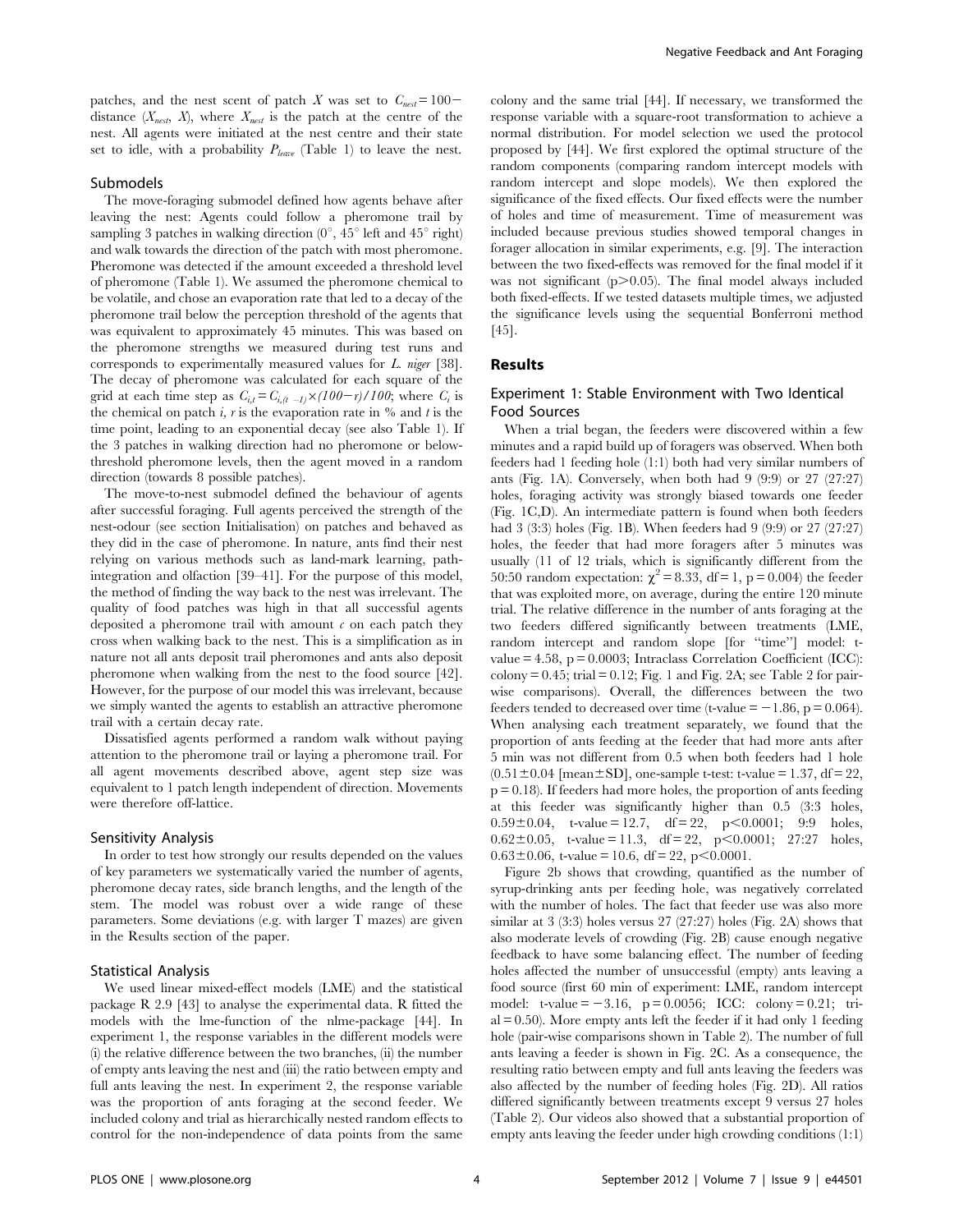patches, and the nest scent of patch $X$ was set to $C_{nest} = 100 -$ distance ($X_{nest}$, $X$), where $X_{nest}$ is the patch at the centre of the nest. All agents were initiated at the nest centre and their state set to idle, with a probability $P_{leave}$ (Table 1) to leave the nest.

### Submodels

The move-foraging submodel defined how agents behave after leaving the nest: Agents could follow a pheromone trail by sampling 3 patches in walking direction (0°, 45° left and 45° right) and walk towards the direction of the patch with most pheromone. Pheromone was detected if the amount exceeded a threshold level of pheromone (Table 1). We assumed the pheromone chemical to be volatile, and chose an evaporation rate that led to a decay of the pheromone trail below the perception threshold of the agents that was equivalent to approximately 45 minutes. This was based on the pheromone strengths we measured during test runs and corresponds to experimentally measured values for *L. niger* [38]. The decay of pheromone was calculated for each square of the grid at each time step as $C_{i,t} = C_{i,(t-1)} \times (100-r)/100$; where $C_i$ is the chemical on patch $i$, $r$ is the evaporation rate in % and $t$ is the time point, leading to an exponential decay (see also Table 1). If the 3 patches in walking direction had no pheromone or below-threshold pheromone levels, then the agent moved in a random direction (towards 8 possible patches).

The move-to-nest submodel defined the behaviour of agents after successful foraging. Full agents perceived the strength of the nest-odour (see section Initialisation) on patches and behaved as they did in the case of pheromone. In nature, ants find their nest relying on various methods such as land-mark learning, path-integration and olfaction [39–41]. For the purpose of this model, the method of finding the way back to the nest was irrelevant. The quality of food patches was high in that all successful agents deposited a pheromone trail with amount $c$ on each patch they cross when walking back to the nest. This is a simplification as in nature not all ants deposit trail pheromones and ants also deposit pheromone when walking from the nest to the food source [42]. However, for the purpose of our model this was irrelevant, because we simply wanted the agents to establish an attractive pheromone trail with a certain decay rate.

Dissatisfied agents performed a random walk without paying attention to the pheromone trail or laying a pheromone trail. For all agent movements described above, agent step size was equivalent to 1 patch length independent of direction. Movements were therefore off-lattice.

### Sensitivity Analysis

In order to test how strongly our results depended on the values of key parameters we systematically varied the number of agents, pheromone decay rates, side branch lengths, and the length of the stem. The model was robust over a wide range of these parameters. Some deviations (e.g. with larger T mazes) are given in the Results section of the paper.

### Statistical Analysis

We used linear mixed-effect models (LME) and the statistical package R 2.9 [43] to analyse the experimental data. R fitted the models with the lme-function of the nlme-package [44]. In experiment 1, the response variables in the different models were (i) the relative difference between the two branches, (ii) the number of empty ants leaving the nest and (iii) the ratio between empty and full ants leaving the nest. In experiment 2, the response variable was the proportion of ants foraging at the second feeder. We included colony and trial as hierarchically nested random effects to control for the non-independence of data points from the same colony and the same trial [44]. If necessary, we transformed the response variable with a square-root transformation to achieve a normal distribution. For model selection we used the protocol proposed by [44]. We first explored the optimal structure of the random components (comparing random intercept models with random intercept and slope models). We then explored the significance of the fixed effects. Our fixed effects were the number of holes and time of measurement. Time of measurement was included because previous studies showed temporal changes in forager allocation in similar experiments, e.g. [9]. The interaction between the two fixed-effects was removed for the final model if it was not significant ($p > 0.05$). The final model always included both fixed-effects. If we tested datasets multiple times, we adjusted the significance levels using the sequential Bonferroni method [45].

## Results

### Experiment 1: Stable Environment with Two Identical Food Sources

When a trial began, the feeders were discovered within a few minutes and a rapid build up of foragers was observed. When both feeders had 1 feeding hole (1:1) both had very similar numbers of ants (Fig. 1A). Conversely, when both had 9 (9:9) or 27 (27:27) holes, foraging activity was strongly biased towards one feeder (Fig. 1C,D). An intermediate pattern is found when both feeders had 3 (3:3) holes (Fig. 1B). When feeders had 9 (9:9) or 27 (27:27) holes, the feeder that had more foragers after 5 minutes was usually (11 of 12 trials, which is significantly different from the 50:50 random expectation: $\chi^2 = 8.33$, df = 1, $p = 0.004$) the feeder that was exploited more, on average, during the entire 120 minute trial. The relative difference in the number of ants foraging at the two feeders differed significantly between treatments (LME, random intercept and random slope [for "time"] model: t-value = 4.58, $p = 0.0003$; Intraclass Correlation Coefficient (ICC): colony = 0.45; trial = 0.12; Fig. 1 and Fig. 2A; see Table 2 for pair-wise comparisons). Overall, the differences between the two feeders tended to decreased over time (t-value = −1.86, $p = 0.064$). When analysing each treatment separately, we found that the proportion of ants feeding at the feeder that had more ants after 5 min was not different from 0.5 when both feeders had 1 hole (0.51±0.04 [mean±SD], one-sample t-test: t-value = 1.37, df = 22, $p = 0.18$). If feeders had more holes, the proportion of ants feeding at this feeder was significantly higher than 0.5 (3:3 holes, 0.59±0.04, t-value = 12.7, df = 22, $p < 0.0001$; 9:9 holes, 0.62±0.05, t-value = 11.3, df = 22, $p < 0.0001$; 27:27 holes, 0.63±0.06, t-value = 10.6, df = 22, $p < 0.0001$.

Figure 2b shows that crowding, quantified as the number of syrup-drinking ants per feeding hole, was negatively correlated with the number of holes. The fact that feeder use was also more similar at 3 (3:3) holes versus 27 (27:27) holes (Fig. 2A) shows that also moderate levels of crowding (Fig. 2B) cause enough negative feedback to have some balancing effect. The number of feeding holes affected the number of unsuccessful (empty) ants leaving a food source (first 60 min of experiment: LME, random intercept model: t-value = −3.16, $p = 0.0056$; ICC: colony = 0.21; trial = 0.50). More empty ants left the feeder if it had only 1 feeding hole (pair-wise comparisons shown in Table 2). The number of full ants leaving a feeder is shown in Fig. 2C. As a consequence, the resulting ratio between empty and full ants leaving the feeders was also affected by the number of feeding holes (Fig. 2D). All ratios differed significantly between treatments except 9 versus 27 holes (Table 2). Our videos also showed that a substantial proportion of empty ants leaving the feeder under high crowding conditions (1:1)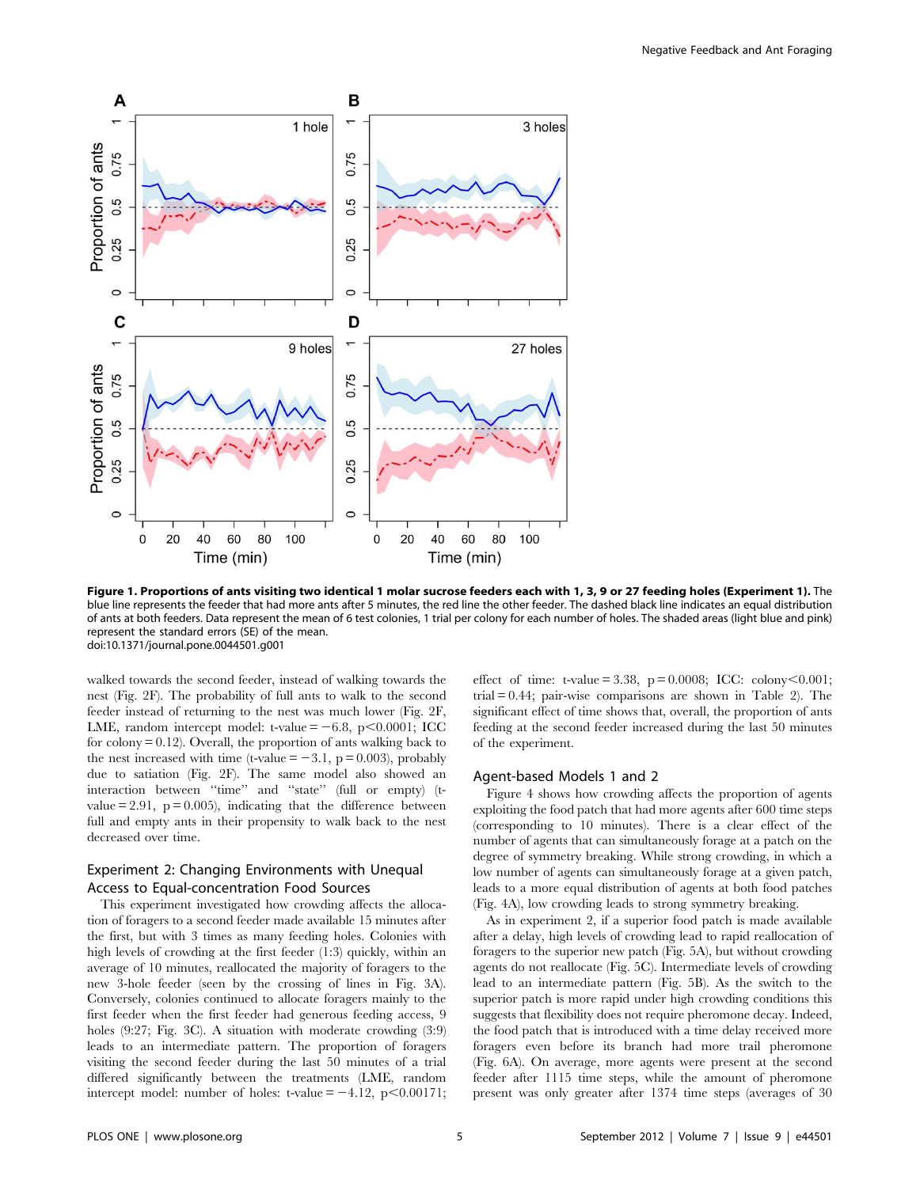**Figure 1. Proportions of ants visiting two identical 1 molar sucrose feeders each with 1, 3, 9 or 27 feeding holes (Experiment 1).** The blue line represents the feeder that had more ants after 5 minutes, the red line the other feeder. The dashed black line indicates an equal distribution of ants at both feeders. Data represent the mean of 6 test colonies, 1 trial per colony for each number of holes. The shaded areas (light blue and pink) represent the standard errors (SE) of the mean.
doi:10.1371/journal.pone.0044501.g001

walked towards the second feeder, instead of walking towards the nest (Fig. 2F). The probability of full ants to walk to the second feeder instead of returning to the nest was much lower (Fig. 2F, LME, random intercept model: t-value = −6.8, $p<0.0001$; ICC for colony = 0.12). Overall, the proportion of ants walking back to the nest increased with time (t-value = −3.1, $p = 0.003$), probably due to satiation (Fig. 2F). The same model also showed an interaction between "time" and "state" (full or empty) (t-value = 2.91, $p = 0.005$), indicating that the difference between full and empty ants in their propensity to walk back to the nest decreased over time.

## Experiment 2: Changing Environments with Unequal Access to Equal-concentration Food Sources

This experiment investigated how crowding affects the allocation of foragers to a second feeder made available 15 minutes after the first, but with 3 times as many feeding holes. Colonies with high levels of crowding at the first feeder (1:3) quickly, within an average of 10 minutes, reallocated the majority of foragers to the new 3-hole feeder (seen by the crossing of lines in Fig. 3A). Conversely, colonies continued to allocate foragers mainly to the first feeder when the first feeder had generous feeding access, 9 holes (9:27; Fig. 3C). A situation with moderate crowding (3:9) leads to an intermediate pattern. The proportion of foragers visiting the second feeder during the last 50 minutes of a trial differed significantly between the treatments (LME, random intercept model: number of holes: t-value = −4.12, $p<0.00171$; effect of time: t-value = 3.38, $p = 0.0008$; ICC: colony<0.001; trial = 0.44; pair-wise comparisons are shown in Table 2). The significant effect of time shows that, overall, the proportion of ants feeding at the second feeder increased during the last 50 minutes of the experiment.

## Agent-based Models 1 and 2

Figure 4 shows how crowding affects the proportion of agents exploiting the food patch that had more agents after 600 time steps (corresponding to 10 minutes). There is a clear effect of the number of agents that can simultaneously forage at a patch on the degree of symmetry breaking. While strong crowding, in which a low number of agents can simultaneously forage at a given patch, leads to a more equal distribution of agents at both food patches (Fig. 4A), low crowding leads to strong symmetry breaking.

As in experiment 2, if a superior food patch is made available after a delay, high levels of crowding lead to rapid reallocation of foragers to the superior new patch (Fig. 5A), but without crowding agents do not reallocate (Fig. 5C). Intermediate levels of crowding lead to an intermediate pattern (Fig. 5B). As the switch to the superior patch is more rapid under high crowding conditions this suggests that flexibility does not require pheromone decay. Indeed, the food patch that is introduced with a time delay received more foragers even before its branch had more trail pheromone (Fig. 6A). On average, more agents were present at the second feeder after 1115 time steps, while the amount of pheromone present was only greater after 1374 time steps (averages of 30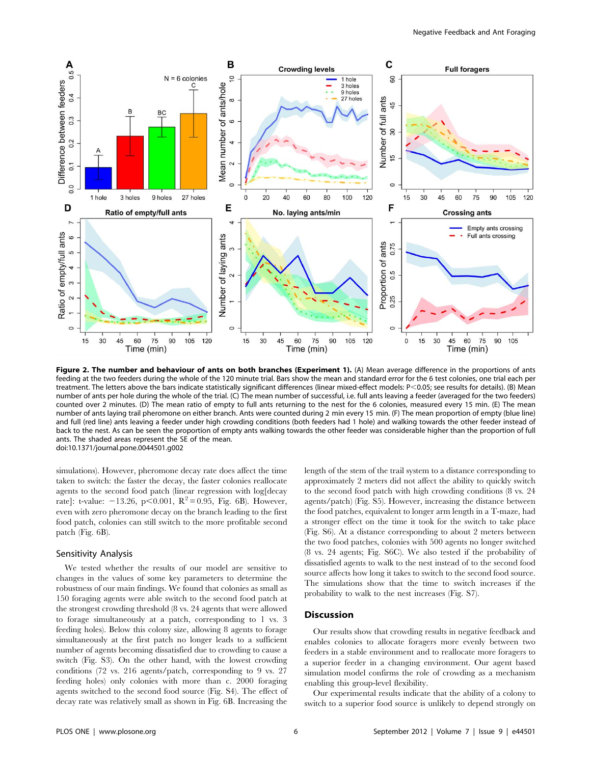**Figure 2. The number and behaviour of ants on both branches (Experiment 1).** (A) Mean average difference in the proportions of ants feeding at the two feeders during the whole of the 120 minute trial. Bars show the mean and standard error for the 6 test colonies, one trial each per treatment. The letters above the bars indicate statistically significant differences (linear mixed-effect models: P<0.05; see results for details). (B) Mean number of ants per hole during the whole of the trial. (C) The mean number of successful, i.e. full ants leaving a feeder (averaged for the two feeders) counted over 2 minutes. (D) The mean ratio of empty to full ants returning to the nest for the 6 colonies, measured every 15 min. (E) The mean number of ants laying trail pheromone on either branch. Ants were counted during 2 min every 15 min. (F) The mean proportion of empty (blue line) and full (red line) ants leaving a feeder under high crowding conditions (both feeders had 1 hole) and walking towards the other feeder instead of back to the nest. As can be seen the proportion of empty ants walking towards the other feeder was considerable higher than the proportion of full ants. The shaded areas represent the SE of the mean.
doi:10.1371/journal.pone.0044501.g002

simulations). However, pheromone decay rate does affect the time taken to switch: the faster the decay, the faster colonies reallocate agents to the second food patch (linear regression with log[decay rate]: t-value: −13.26, $p<0.001$, $R^2 = 0.95$, Fig. 6B). However, even with zero pheromone decay on the branch leading to the first food patch, colonies can still switch to the more profitable second patch (Fig. 6B).

## Sensitivity Analysis

We tested whether the results of our model are sensitive to changes in the values of some key parameters to determine the robustness of our main findings. We found that colonies as small as 150 foraging agents were able switch to the second food patch at the strongest crowding threshold (8 vs. 24 agents that were allowed to forage simultaneously at a patch, corresponding to 1 vs. 3 feeding holes). Below this colony size, allowing 8 agents to forage simultaneously at the first patch no longer leads to a sufficient number of agents becoming dissatisfied due to crowding to cause a switch (Fig. S3). On the other hand, with the lowest crowding conditions (72 vs. 216 agents/patch, corresponding to 9 vs. 27 feeding holes) only colonies with more than c. 2000 foraging agents switched to the second food source (Fig. S4). The effect of decay rate was relatively small as shown in Fig. 6B. Increasing the length of the stem of the trail system to a distance corresponding to approximately 2 meters did not affect the ability to quickly switch to the second food patch with high crowding conditions (8 vs. 24 agents/patch) (Fig. S5). However, increasing the distance between the food patches, equivalent to longer arm length in a T-maze, had a stronger effect on the time it took for the switch to take place (Fig. S6). At a distance corresponding to about 2 meters between the two food patches, colonies with 500 agents no longer switched (8 vs. 24 agents; Fig. S6C). We also tested if the probability of dissatisfied agents to walk to the nest instead of to the second food source affects how long it takes to switch to the second food source. The simulations show that the time to switch increases if the probability to walk to the nest increases (Fig. S7).

## Discussion

Our results show that crowding results in negative feedback and enables colonies to allocate foragers more evenly between two feeders in a stable environment and to reallocate more foragers to a superior feeder in a changing environment. Our agent based simulation model confirms the role of crowding as a mechanism enabling this group-level flexibility.

Our experimental results indicate that the ability of a colony to switch to a superior food source is unlikely to depend strongly on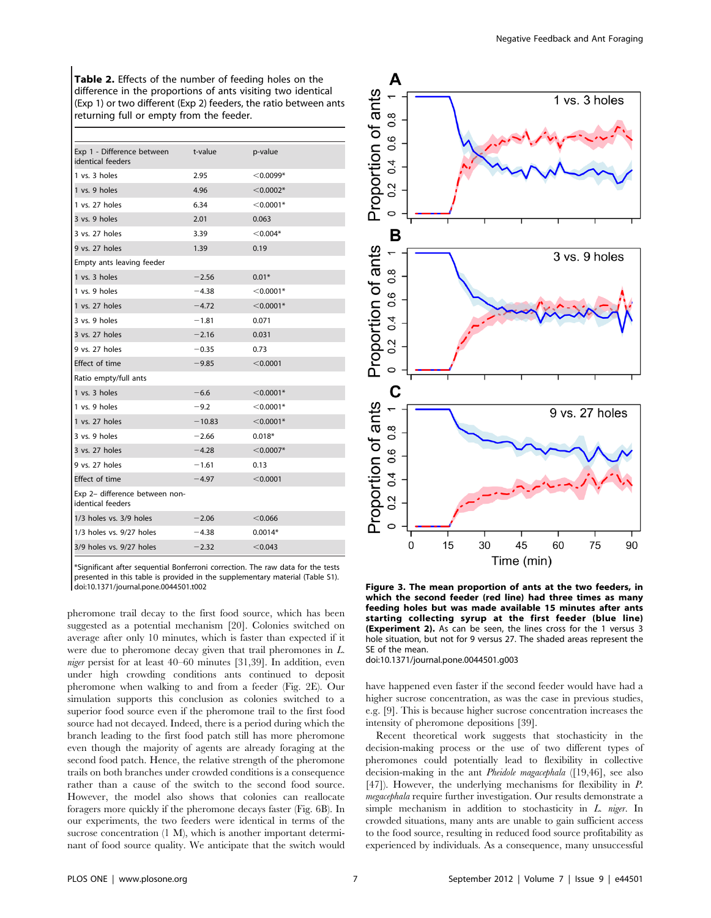**Table 2.** Effects of the number of feeding holes on the difference in the proportions of ants visiting two identical (Exp 1) or two different (Exp 2) feeders, the ratio between ants returning full or empty from the feeder.

| | t-value | p-value |
|---|---|---|
| Exp 1 - Difference between identical feeders | | |
| 1 vs. 3 holes | 2.95 | <0.0099* |
| 1 vs. 9 holes | 4.96 | <0.0002* |
| 1 vs. 27 holes | 6.34 | <0.0001* |
| 3 vs. 9 holes | 2.01 | 0.063 |
| 3 vs. 27 holes | 3.39 | <0.004* |
| 9 vs. 27 holes | 1.39 | 0.19 |
| Empty ants leaving feeder | | |
| 1 vs. 3 holes | −2.56 | 0.01* |
| 1 vs. 9 holes | −4.38 | <0.0001* |
| 1 vs. 27 holes | −4.72 | <0.0001* |
| 3 vs. 9 holes | −1.81 | 0.071 |
| 3 vs. 27 holes | −2.16 | 0.031 |
| 9 vs. 27 holes | −0.35 | 0.73 |
| Effect of time | −9.85 | <0.0001 |
| Ratio empty/full ants | | |
| 1 vs. 3 holes | −6.6 | <0.0001* |
| 1 vs. 9 holes | −9.2 | <0.0001* |
| 1 vs. 27 holes | −10.83 | <0.0001* |
| 3 vs. 9 holes | −2.66 | 0.018* |
| 3 vs. 27 holes | −4.28 | <0.0007* |
| 9 vs. 27 holes | −1.61 | 0.13 |
| Effect of time | −4.97 | <0.0001 |
| Exp 2– difference between non-identical feeders | | |
| 1/3 holes vs. 3/9 holes | −2.06 | <0.066 |
| 1/3 holes vs. 9/27 holes | −4.38 | 0.0014* |
| 3/9 holes vs. 9/27 holes | −2.32 | <0.043 |

*Significant after sequential Bonferroni correction. The raw data for the tests presented in this table is provided in the supplementary material (Table S1).
doi:10.1371/journal.pone.0044501.t002

pheromone trail decay to the first food source, which has been suggested as a potential mechanism [20]. Colonies switched on average after only 10 minutes, which is faster than expected if it were due to pheromone decay given that trail pheromones in *L. niger* persist for at least 40–60 minutes [31,39]. In addition, even under high crowding conditions ants continued to deposit pheromone when walking to and from a feeder (Fig. 2E). Our simulation supports this conclusion as colonies switched to a superior food source even if the pheromone trail to the first food source had not decayed. Indeed, there is a period during which the branch leading to the first food patch still has more pheromone even though the majority of agents are already foraging at the second food patch. Hence, the relative strength of the pheromone trails on both branches under crowded conditions is a consequence rather than a cause of the switch to the second food source. However, the model also shows that colonies can reallocate foragers more quickly if the pheromone decays faster (Fig. 6B). In our experiments, the two feeders were identical in terms of the sucrose concentration (1 M), which is another important determinant of food source quality. We anticipate that the switch would have happened even faster if the second feeder would have had a higher sucrose concentration, as was the case in previous studies, e.g. [9]. This is because higher sucrose concentration increases the intensity of pheromone depositions [39].

**Figure 3. The mean proportion of ants at the two feeders, in which the second feeder (red line) had three times as many feeding holes but was made available 15 minutes after ants starting collecting syrup at the first feeder (blue line) (Experiment 2).** As can be seen, the lines cross for the 1 versus 3 hole situation, but not for 9 versus 27. The shaded areas represent the SE of the mean.
doi:10.1371/journal.pone.0044501.g003

Recent theoretical work suggests that stochasticity in the decision-making process or the use of two different types of pheromones could potentially lead to flexibility in collective decision-making in the ant *Pheidole magacephala* ([19,46], see also [47]). However, the underlying mechanisms for flexibility in *P. megacephala* require further investigation. Our results demonstrate a simple mechanism in addition to stochasticity in *L. niger*. In crowded situations, many ants are unable to gain sufficient access to the food source, resulting in reduced food source profitability as experienced by individuals. As a consequence, many unsuccessful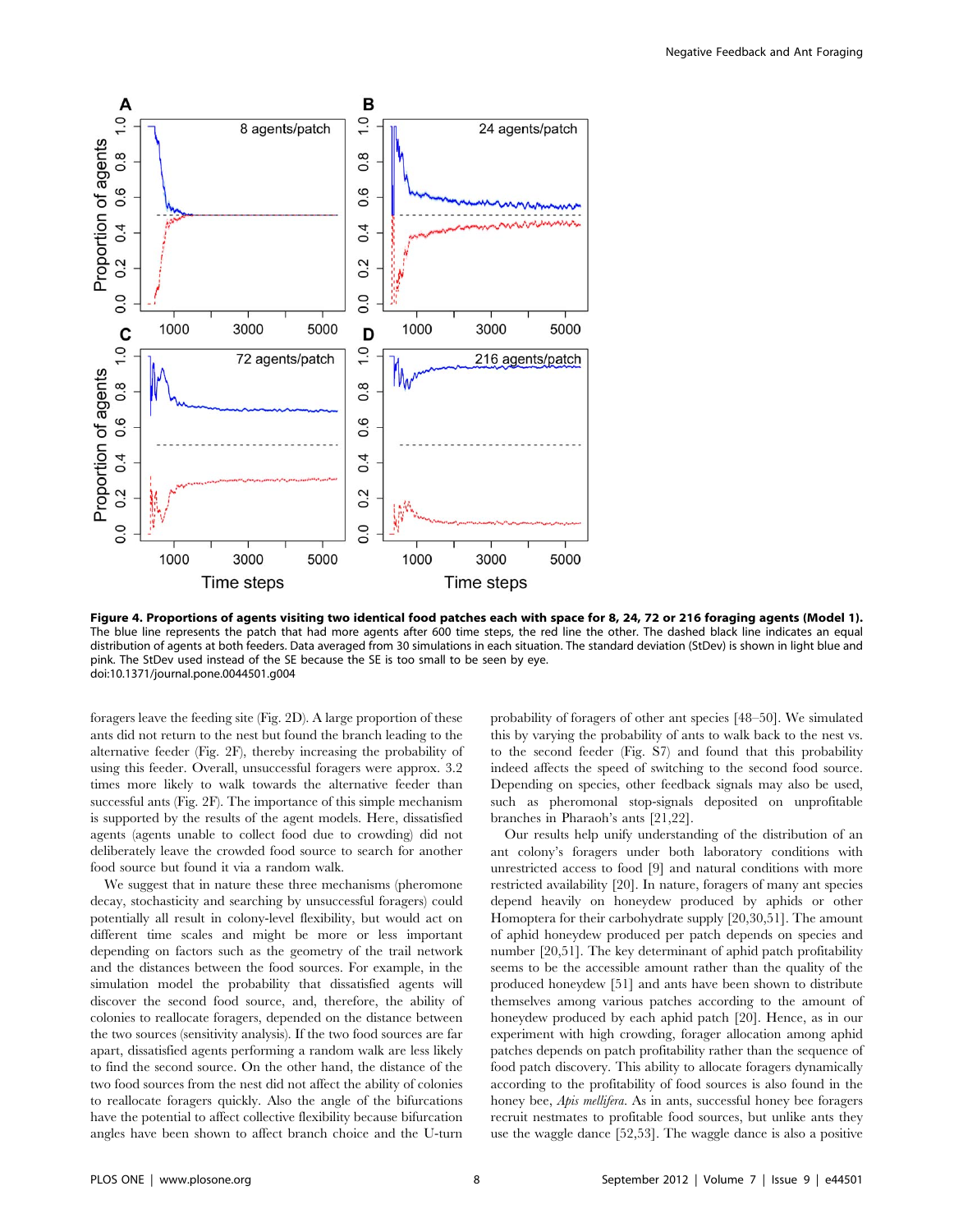**Figure 4. Proportions of agents visiting two identical food patches each with space for 8, 24, 72 or 216 foraging agents (Model 1).** The blue line represents the patch that had more agents after 600 time steps, the red line the other. The dashed black line indicates an equal distribution of agents at both feeders. Data averaged from 30 simulations in each situation. The standard deviation (StDev) is shown in light blue and pink. The StDev used instead of the SE because the SE is too small to be seen by eye.
doi:10.1371/journal.pone.0044501.g004

foragers leave the feeding site (Fig. 2D). A large proportion of these ants did not return to the nest but found the branch leading to the alternative feeder (Fig. 2F), thereby increasing the probability of using this feeder. Overall, unsuccessful foragers were approx. 3.2 times more likely to walk towards the alternative feeder than successful ants (Fig. 2F). The importance of this simple mechanism is supported by the results of the agent models. Here, dissatisfied agents (agents unable to collect food due to crowding) did not deliberately leave the crowded food source to search for another food source but found it via a random walk.

We suggest that in nature these three mechanisms (pheromone decay, stochasticity and searching by unsuccessful foragers) could potentially all result in colony-level flexibility, but would act on different time scales and might be more or less important depending on factors such as the geometry of the trail network and the distances between the food sources. For example, in the simulation model the probability that dissatisfied agents will discover the second food source, and, therefore, the ability of colonies to reallocate foragers, depended on the distance between the two sources (sensitivity analysis). If the two food sources are far apart, dissatisfied agents performing a random walk are less likely to find the second source. On the other hand, the distance of the two food sources from the nest did not affect the ability of colonies to reallocate foragers quickly. Also the angle of the bifurcations have the potential to affect collective flexibility because bifurcation angles have been shown to affect branch choice and the U-turn probability of foragers of other ant species [48–50]. We simulated this by varying the probability of ants to walk back to the nest vs. to the second feeder (Fig. S7) and found that this probability indeed affects the speed of switching to the second food source. Depending on species, other feedback signals may also be used, such as pheromonal stop-signals deposited on unprofitable branches in Pharaoh's ants [21,22].

Our results help unify understanding of the distribution of an ant colony's foragers under both laboratory conditions with unrestricted access to food [9] and natural conditions with more restricted availability [20]. In nature, foragers of many ant species depend heavily on honeydew produced by aphids or other Homoptera for their carbohydrate supply [20,30,51]. The amount of aphid honeydew produced per patch depends on species and number [20,51]. The key determinant of aphid patch profitability seems to be the accessible amount rather than the quality of the produced honeydew [51] and ants have been shown to distribute themselves among various patches according to the amount of honeydew produced by each aphid patch [20]. Hence, as in our experiment with high crowding, forager allocation among aphid patches depends on patch profitability rather than the sequence of food patch discovery. This ability to allocate foragers dynamically according to the profitability of food sources is also found in the honey bee, *Apis mellifera*. As in ants, successful honey bee foragers recruit nestmates to profitable food sources, but unlike ants they use the waggle dance [52,53]. The waggle dance is also a positive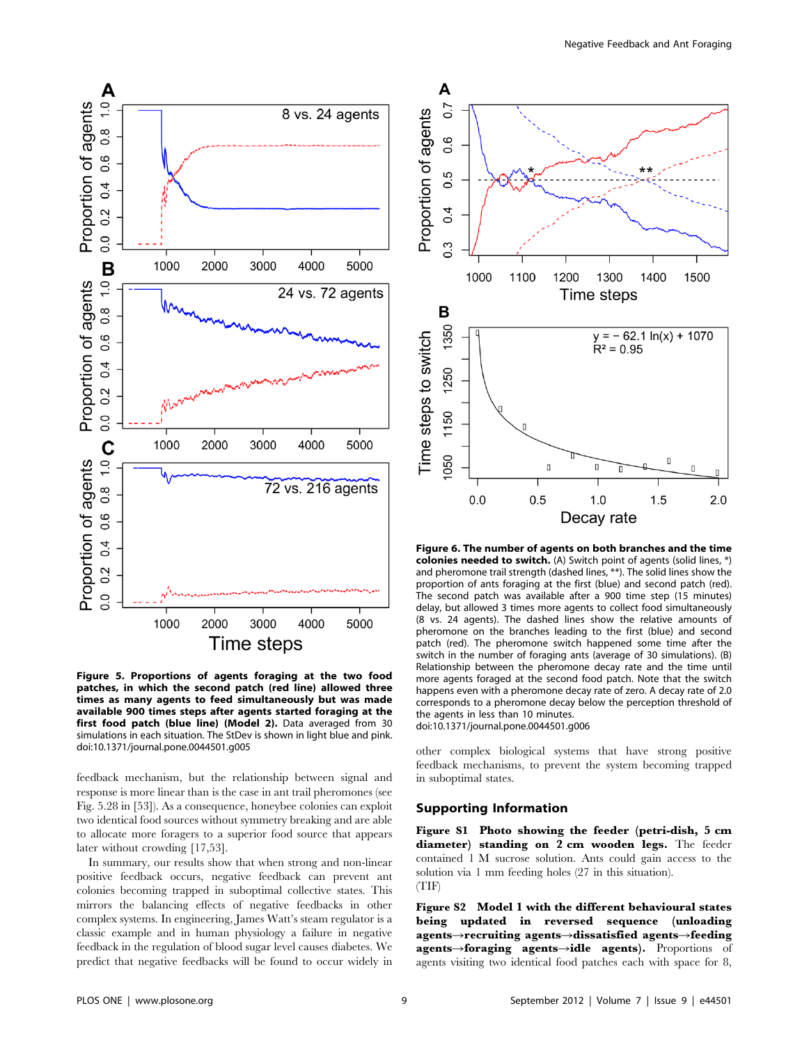**Figure 5. Proportions of agents foraging at the two food patches, in which the second patch (red line) allowed three times as many agents to feed simultaneously but was made available 900 times steps after agents started foraging at the first food patch (blue line) (Model 2).** Data averaged from 30 simulations in each situation. The StDev is shown in light blue and pink.
doi:10.1371/journal.pone.0044501.g005

feedback mechanism, but the relationship between signal and response is more linear than is the case in ant trail pheromones (see Fig. 5.28 in [53]). As a consequence, honeybee colonies can exploit two identical food sources without symmetry breaking and are able to allocate more foragers to a superior food source that appears later without crowding [17,53].

In summary, our results show that when strong and non-linear positive feedback occurs, negative feedback can prevent ant colonies becoming trapped in suboptimal collective states. This mirrors the balancing effects of negative feedbacks in other complex systems. In engineering, James Watt's steam regulator is a classic example and in human physiology a failure in negative feedback in the regulation of blood sugar level causes diabetes. We predict that negative feedbacks will be found to occur widely in other complex biological systems that have strong positive feedback mechanisms, to prevent the system becoming trapped in suboptimal states.

**Figure 6. The number of agents on both branches and the time colonies needed to switch.** (A) Switch point of agents (solid lines, *) and pheromone trail strength (dashed lines, **). The solid lines show the proportion of ants foraging at the first (blue) and second patch (red). The second patch was available after a 900 time step (15 minutes) delay, but allowed 3 times more agents to collect food simultaneously (8 vs. 24 agents). The dashed lines show the relative amounts of pheromone on the branches leading to the first (blue) and second patch (red). The pheromone switch happened some time after the switch in the number of foraging ants (average of 30 simulations). (B) Relationship between the pheromone decay rate and the time until more agents foraged at the second food patch. Note that the switch happens even with a pheromone decay rate of zero. A decay rate of 2.0 corresponds to a pheromone decay below the perception threshold of the agents in less than 10 minutes.
doi:10.1371/journal.pone.0044501.g006

## Supporting Information

**Figure S1 Photo showing the feeder (petri-dish, 5 cm diameter) standing on 2 cm wooden legs.** The feeder contained 1 M sucrose solution. Ants could gain access to the solution via 1 mm feeding holes (27 in this situation).
(TIF)

**Figure S2 Model 1 with the different behavioural states being updated in reversed sequence (unloading agents→recruiting agents→dissatisfied agents→feeding agents→foraging agents→idle agents).** Proportions of agents visiting two identical food patches each with space for 8,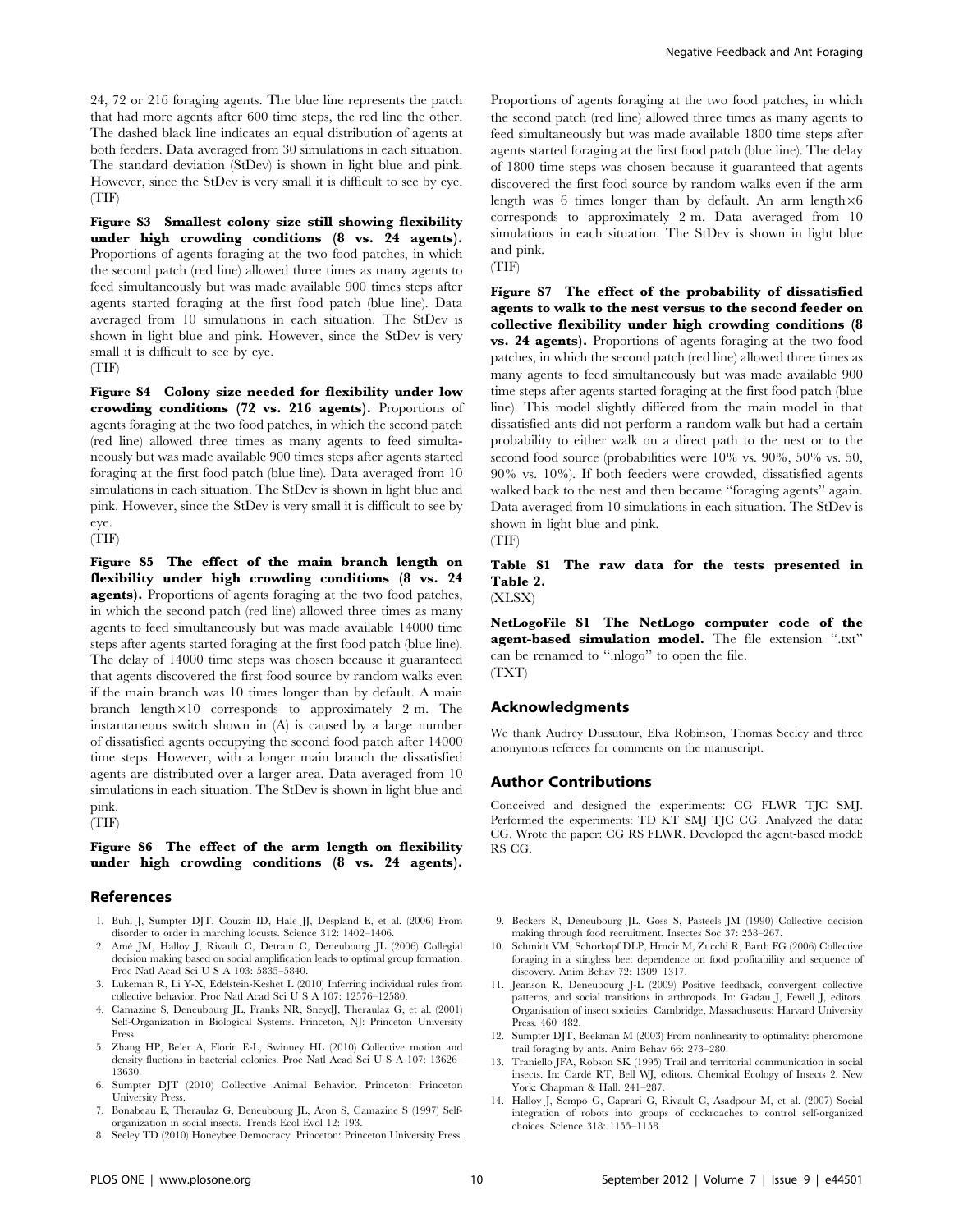24, 72 or 216 foraging agents. The blue line represents the patch that had more agents after 600 time steps, the red line the other. The dashed black line indicates an equal distribution of agents at both feeders. Data averaged from 30 simulations in each situation. The standard deviation (StDev) is shown in light blue and pink. However, since the StDev is very small it is difficult to see by eye. (TIF)

**Figure S3 Smallest colony size still showing flexibility under high crowding conditions (8 vs. 24 agents).** Proportions of agents foraging at the two food patches, in which the second patch (red line) allowed three times as many agents to feed simultaneously but was made available 900 times steps after agents started foraging at the first food patch (blue line). Data averaged from 10 simulations in each situation. The StDev is shown in light blue and pink. However, since the StDev is very small it is difficult to see by eye.
(TIF)

**Figure S4 Colony size needed for flexibility under low crowding conditions (72 vs. 216 agents).** Proportions of agents foraging at the two food patches, in which the second patch (red line) allowed three times as many agents to feed simultaneously but was made available 900 times steps after agents started foraging at the first food patch (blue line). Data averaged from 10 simulations in each situation. The StDev is shown in light blue and pink. However, since the StDev is very small it is difficult to see by eye.
(TIF)

**Figure S5 The effect of the main branch length on flexibility under high crowding conditions (8 vs. 24 agents).** Proportions of agents foraging at the two food patches, in which the second patch (red line) allowed three times as many agents to feed simultaneously but was made available 14000 time steps after agents started foraging at the first food patch (blue line). The delay of 14000 time steps was chosen because it guaranteed that agents discovered the first food source by random walks even if the main branch was 10 times longer than by default. A main branch length×10 corresponds to approximately 2 m. The instantaneous switch shown in (A) is caused by a large number of dissatisfied agents occupying the second food patch after 14000 time steps. However, with a longer main branch the dissatisfied agents are distributed over a larger area. Data averaged from 10 simulations in each situation. The StDev is shown in light blue and pink.
(TIF)

**Figure S6 The effect of the arm length on flexibility under high crowding conditions (8 vs. 24 agents).** Proportions of agents foraging at the two food patches, in which the second patch (red line) allowed three times as many agents to feed simultaneously but was made available 1800 time steps after agents started foraging at the first food patch (blue line). The delay of 1800 time steps was chosen because it guaranteed that agents discovered the first food source by random walks even if the arm length was 6 times longer than by default. An arm length×6 corresponds to approximately 2 m. Data averaged from 10 simulations in each situation. The StDev is shown in light blue and pink.
(TIF)

**Figure S7 The effect of the probability of dissatisfied agents to walk to the nest versus to the second feeder on collective flexibility under high crowding conditions (8 vs. 24 agents).** Proportions of agents foraging at the two food patches, in which the second patch (red line) allowed three times as many agents to feed simultaneously but was made available 900 time steps after agents started foraging at the first food patch (blue line). This model slightly differed from the main model in that dissatisfied ants did not perform a random walk but had a certain probability to either walk on a direct path to the nest or to the second food source (probabilities were 10% vs. 90%, 50% vs. 50, 90% vs. 10%). If both feeders were crowded, dissatisfied agents walked back to the nest and then became "foraging agents" again. Data averaged from 10 simulations in each situation. The StDev is shown in light blue and pink.
(TIF)

**Table S1 The raw data for the tests presented in Table 2.**
(XLSX)

**NetLogoFile S1 The NetLogo computer code of the agent-based simulation model.** The file extension ".txt" can be renamed to ".nlogo" to open the file.
(TXT)

## Acknowledgments

We thank Audrey Dussutour, Elva Robinson, Thomas Seeley and three anonymous referees for comments on the manuscript.

## Author Contributions

Conceived and designed the experiments: CG FLWR TJC SMJ. Performed the experiments: TD KT SMJ TJC CG. Analyzed the data: CG. Wrote the paper: CG RS FLWR. Developed the agent-based model: RS CG.

## References

1. Buhl J, Sumpter DJT, Couzin ID, Hale JJ, Despland E, et al. (2006) From disorder to order in marching locusts. Science 312: 1402–1406.
2. Amé JM, Halloy J, Rivault C, Detrain C, Deneubourg JL (2006) Collegial decision making based on social amplification leads to optimal group formation. Proc Natl Acad Sci U S A 103: 5835–5840.
3. Lukeman R, Li Y-X, Edelstein-Keshet L (2010) Inferring individual rules from collective behavior. Proc Natl Acad Sci U S A 107: 12576–12580.
4. Camazine S, Deneubourg JL, Franks NR, SneydJ, Theraulaz G, et al. (2001) Self-Organization in Biological Systems. Princeton, NJ: Princeton University Press.
5. Zhang HP, Be'er A, Florin E-L, Swinney HL (2010) Collective motion and density fluctions in bacterial colonies. Proc Natl Acad Sci U S A 107: 13626–13630.
6. Sumpter DJT (2010) Collective Animal Behavior. Princeton: Princeton University Press.
7. Bonabeau E, Theraulaz G, Deneubourg JL, Aron S, Camazine S (1997) Self-organization in social insects. Trends Ecol Evol 12: 193.
8. Seeley TD (2010) Honeybee Democracy. Princeton: Princeton University Press.
9. Beckers R, Deneubourg JL, Goss S, Pasteels JM (1990) Collective decision making through food recruitment. Insectes Soc 37: 258–267.
10. Schmidt VM, Schorkopf DLP, Hrncir M, Zucchi R, Barth FG (2006) Collective foraging in a stingless bee: dependence on food profitability and sequence of discovery. Anim Behav 72: 1309–1317.
11. Jeanson R, Deneubourg J-L (2009) Positive feedback, convergent collective patterns, and social transitions in arthropods. In: Gadau J, Fewell J, editors. Organisation of insect societies. Cambridge, Massachusetts: Harvard University Press. 460–482.
12. Sumpter DJT, Beekman M (2003) From nonlinearity to optimality: pheromone trail foraging by ants. Anim Behav 66: 273–280.
13. Traniello JFA, Robson SK (1995) Trail and territorial communication in social insects. In: Cardé RT, Bell WJ, editors. Chemical Ecology of Insects 2. New York: Chapman & Hall. 241–287.
14. Halloy J, Sempo G, Caprari G, Rivault C, Asadpour M, et al. (2007) Social integration of robots into groups of cockroaches to control self-organized choices. Science 318: 1155–1158.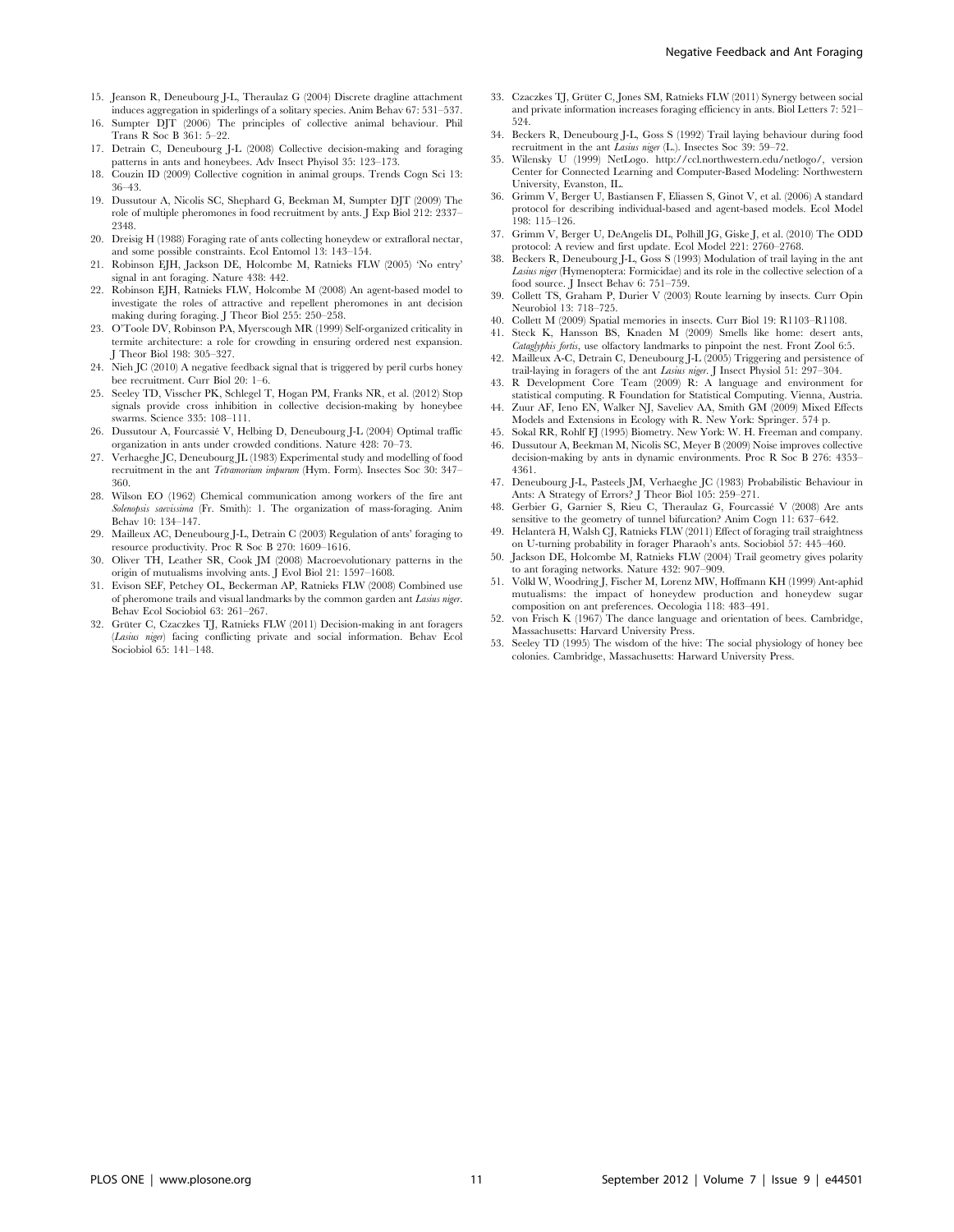15. Jeanson R, Deneubourg J-L, Theraulaz G (2004) Discrete dragline attachment induces aggregation in spiderlings of a solitary species. Anim Behav 67: 531–537.
16. Sumpter DJT (2006) The principles of collective animal behaviour. Phil Trans R Soc B 361: 5–22.
17. Detrain C, Deneubourg J-L (2008) Collective decision-making and foraging patterns in ants and honeybees. Adv Insect Phyisol 35: 123–173.
18. Couzin ID (2009) Collective cognition in animal groups. Trends Cogn Sci 13: 36–43.
19. Dussutour A, Nicolis SC, Shephard G, Beekman M, Sumpter DJT (2009) The role of multiple pheromones in food recruitment by ants. J Exp Biol 212: 2337–2348.
20. Dreisig H (1988) Foraging rate of ants collecting honeydew or extrafloral nectar, and some possible constraints. Ecol Entomol 13: 143–154.
21. Robinson EJH, Jackson DE, Holcombe M, Ratnieks FLW (2005) 'No entry' signal in ant foraging. Nature 438: 442.
22. Robinson EJH, Ratnieks FLW, Holcombe M (2008) An agent-based model to investigate the roles of attractive and repellent pheromones in ant decision making during foraging. J Theor Biol 255: 250–258.
23. O'Toole DV, Robinson PA, Myerscough MR (1999) Self-organized criticality in termite architecture: a role for crowding in ensuring ordered nest expansion. J Theor Biol 198: 305–327.
24. Nieh JC (2010) A negative feedback signal that is triggered by peril curbs honey bee recruitment. Curr Biol 20: 1–6.
25. Seeley TD, Visscher PK, Schlegel T, Hogan PM, Franks NR, et al. (2012) Stop signals provide cross inhibition in collective decision-making by honeybee swarms. Science 335: 108–111.
26. Dussutour A, Fourcassié V, Helbing D, Deneubourg J-L (2004) Optimal traffic organization in ants under crowded conditions. Nature 428: 70–73.
27. Verhaeghe JC, Deneubourg JL (1983) Experimental study and modelling of food recruitment in the ant *Tetramorium impurum* (Hym. Form). Insectes Soc 30: 347–360.
28. Wilson EO (1962) Chemical communication among workers of the fire ant *Solenopsis saevissima* (Fr. Smith): 1. The organization of mass-foraging. Anim Behav 10: 134–147.
29. Mailleux AC, Deneubourg J-L, Detrain C (2003) Regulation of ants' foraging to resource productivity. Proc R Soc B 270: 1609–1616.
30. Oliver TH, Leather SR, Cook JM (2008) Macroevolutionary patterns in the origin of mutualisms involving ants. J Evol Biol 21: 1597–1608.
31. Evison SEF, Petchey OL, Beckerman AP, Ratnieks FLW (2008) Combined use of pheromone trails and visual landmarks by the common garden ant *Lasius niger*. Behav Ecol Sociobiol 63: 261–267.
32. Grüter C, Czaczkes TJ, Ratnieks FLW (2011) Decision-making in ant foragers (*Lasius niger*) facing conflicting private and social information. Behav Ecol Sociobiol 65: 141–148.
33. Czaczkes TJ, Grüter C, Jones SM, Ratnieks FLW (2011) Synergy between social and private information increases foraging efficiency in ants. Biol Letters 7: 521–524.
34. Beckers R, Deneubourg J-L, Goss S (1992) Trail laying behaviour during food recruitment in the ant *Lasius niger* (L.). Insectes Soc 39: 59–72.
35. Wilensky U (1999) NetLogo. http://ccl.northwestern.edu/netlogo/, version Center for Connected Learning and Computer-Based Modeling: Northwestern University, Evanston, IL.
36. Grimm V, Berger U, Bastiansen F, Eliassen S, Ginot V, et al. (2006) A standard protocol for describing individual-based and agent-based models. Ecol Model 198: 115–126.
37. Grimm V, Berger U, DeAngelis DL, Polhill JG, Giske J, et al. (2010) The ODD protocol: A review and first update. Ecol Model 221: 2760–2768.
38. Beckers R, Deneubourg J-L, Goss S (1993) Modulation of trail laying in the ant *Lasius niger* (Hymenoptera: Formicidae) and its role in the collective selection of a food source. J Insect Behav 6: 751–759.
39. Collett TS, Graham P, Durier V (2003) Route learning by insects. Curr Opin Neurobiol 13: 718–725.
40. Collett M (2009) Spatial memories in insects. Curr Biol 19: R1103–R1108.
41. Steck K, Hansson BS, Knaden M (2009) Smells like home: desert ants, *Cataglyphis fortis*, use olfactory landmarks to pinpoint the nest. Front Zool 6:5.
42. Mailleux A-C, Detrain C, Deneubourg J-L (2005) Triggering and persistence of trail-laying in foragers of the ant *Lasius niger*. J Insect Physiol 51: 297–304.
43. R Development Core Team (2009) R: A language and environment for statistical computing. R Foundation for Statistical Computing. Vienna, Austria.
44. Zuur AF, Ieno EN, Walker NJ, Saveliev AA, Smith GM (2009) Mixed Effects Models and Extensions in Ecology with R. New York: Springer. 574 p.
45. Sokal RR, Rohlf FJ (1995) Biometry. New York: W. H. Freeman and company.
46. Dussutour A, Beekman M, Nicolis SC, Meyer B (2009) Noise improves collective decision-making by ants in dynamic environments. Proc R Soc B 276: 4353–4361.
47. Deneubourg J-L, Pasteels JM, Verhaeghe JC (1983) Probabilistic Behaviour in Ants: A Strategy of Errors? J Theor Biol 105: 259–271.
48. Gerbier G, Garnier S, Rieu C, Theraulaz G, Fourcassié V (2008) Are ants sensitive to the geometry of tunnel bifurcation? Anim Cogn 11: 637–642.
49. Helanterä H, Walsh CJ, Ratnieks FLW (2011) Effect of foraging trail straightness on U-turning probability in forager Pharaoh's ants. Sociobiol 57: 445–460.
50. Jackson DE, Holcombe M, Ratnieks FLW (2004) Trail geometry gives polarity to ant foraging networks. Nature 432: 907–909.
51. Völkl W, Woodring J, Fischer M, Lorenz MW, Hoffmann KH (1999) Ant-aphid mutualisms: the impact of honeydew production and honeydew sugar composition on ant preferences. Oecologia 118: 483–491.
52. von Frisch K (1967) The dance language and orientation of bees. Cambridge, Massachusetts: Harvard University Press.
53. Seeley TD (1995) The wisdom of the hive: The social physiology of honey bee colonies. Cambridge, Massachusetts: Harward University Press.